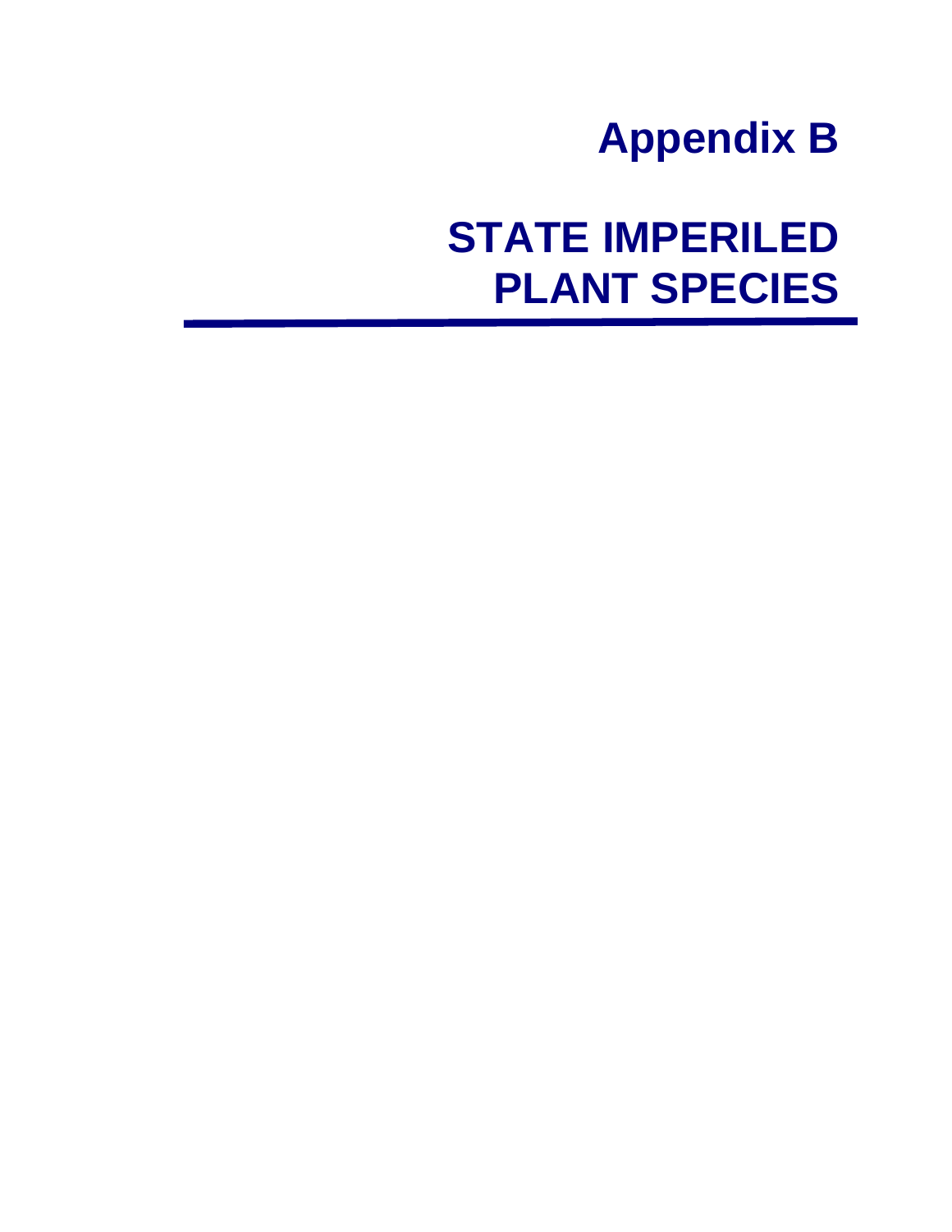# Appendix B

# STATE IMPERILED PLANT SPECIES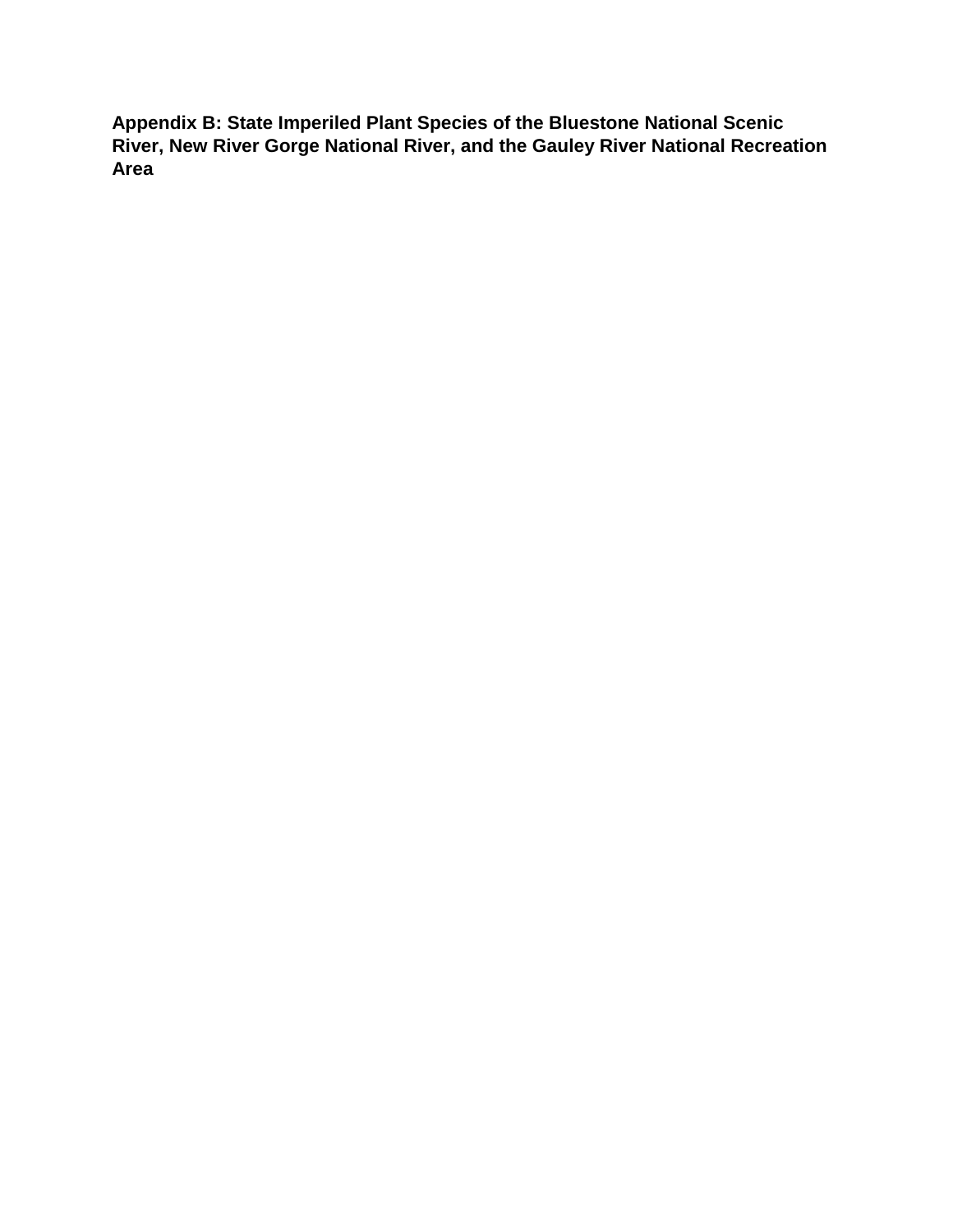# Appendix B: State Imperiled Plant Species of the Bluestone National Scenic River, New River Gorge National River, and the Gauley River National Recreation Area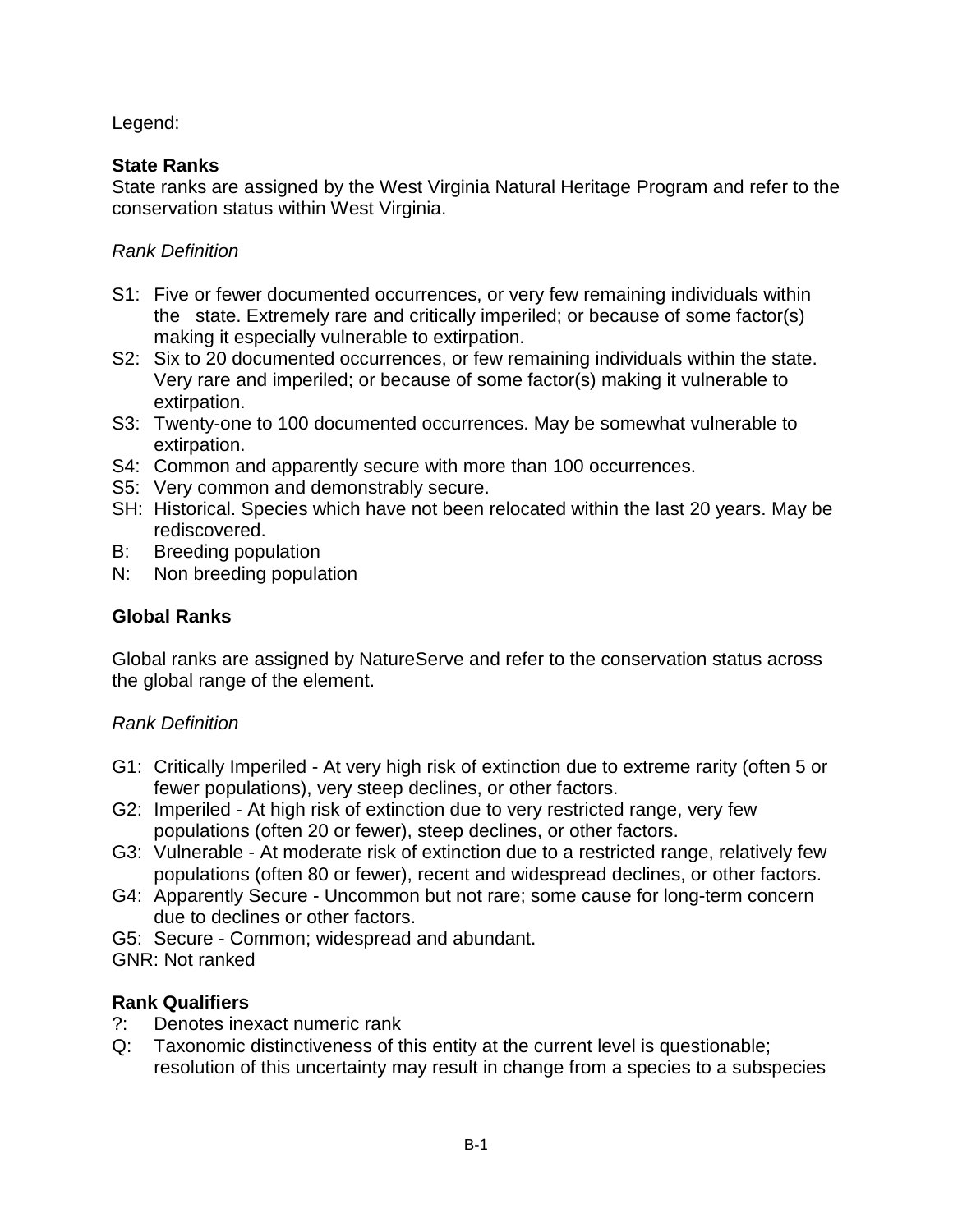Legend:

## State Ranks

State ranks are assigned by the West Virginia Natural Heritage Program and refer to the conservation status within West Virginia.

*Rank Definition*

- S1: Five or fewer documented occurrences, or very few remaining individuals within the state. Extremely rare and critically imperiled; or because of some factor(s) making it especially vulnerable to extirpation.
- S2: Six to 20 documented occurrences, or few remaining individuals within the state. Very rare and imperiled; or because of some factor(s) making it vulnerable to extirpation.
- S3: Twenty-one to 100 documented occurrences. May be somewhat vulnerable to extirpation.
- S4: Common and apparently secure with more than 100 occurrences.
- S5: Very common and demonstrably secure.
- SH: Historical. Species which have not been relocated within the last 20 years. May be rediscovered.
- B: Breeding population
- N: Non breeding population

## Global Ranks

Global ranks are assigned by NatureServe and refer to the conservation status across the global range of the element.

*Rank Definition*

- G1: Critically Imperiled - At very high risk of extinction due to extreme rarity (often 5 or fewer populations), very steep declines, or other factors.
- G2: Imperiled - At high risk of extinction due to very restricted range, very few populations (often 20 or fewer), steep declines, or other factors.
- G3: Vulnerable - At moderate risk of extinction due to a restricted range, relatively few populations (often 80 or fewer), recent and widespread declines, or other factors.
- G4: Apparently Secure - Uncommon but not rare; some cause for long-term concern due to declines or other factors.
- G5: Secure - Common; widespread and abundant.
- GNR: Not ranked

## Rank Qualifiers

- ?: Denotes inexact numeric rank
- Q: Taxonomic distinctiveness of this entity at the current level is questionable; resolution of this uncertainty may result in change from a species to a subspecies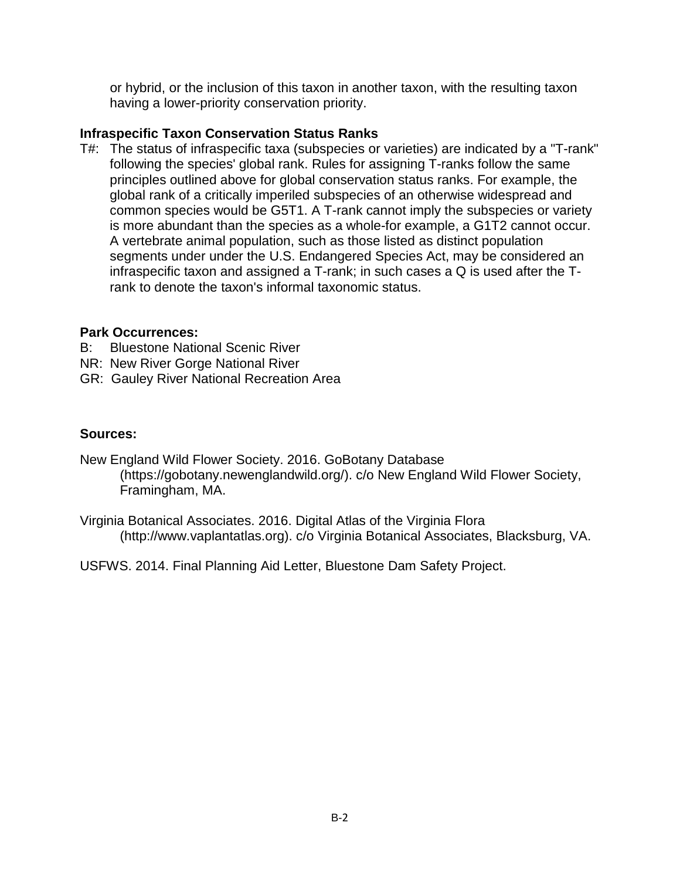or hybrid, or the inclusion of this taxon in another taxon, with the resulting taxon having a lower-priority conservation priority.

**Infraspecific Taxon Conservation Status Ranks**

T#: The status of infraspecific taxa (subspecies or varieties) are indicated by a "T-rank" following the species' global rank. Rules for assigning T-ranks follow the same principles outlined above for global conservation status ranks. For example, the global rank of a critically imperiled subspecies of an otherwise widespread and common species would be G5T1. A T-rank cannot imply the subspecies or variety is more abundant than the species as a whole-for example, a G1T2 cannot occur. A vertebrate animal population, such as those listed as distinct population segments under under the U.S. Endangered Species Act, may be considered an infraspecific taxon and assigned a T-rank; in such cases a Q is used after the T-rank to denote the taxon's informal taxonomic status.

**Park Occurrences:**

B: Bluestone National Scenic River
NR: New River Gorge National River
GR: Gauley River National Recreation Area

**Sources:**

New England Wild Flower Society. 2016. GoBotany Database (https://gobotany.newenglandwild.org/). c/o New England Wild Flower Society, Framingham, MA.

Virginia Botanical Associates. 2016. Digital Atlas of the Virginia Flora (http://www.vaplantatlas.org). c/o Virginia Botanical Associates, Blacksburg, VA.

USFWS. 2014. Final Planning Aid Letter, Bluestone Dam Safety Project.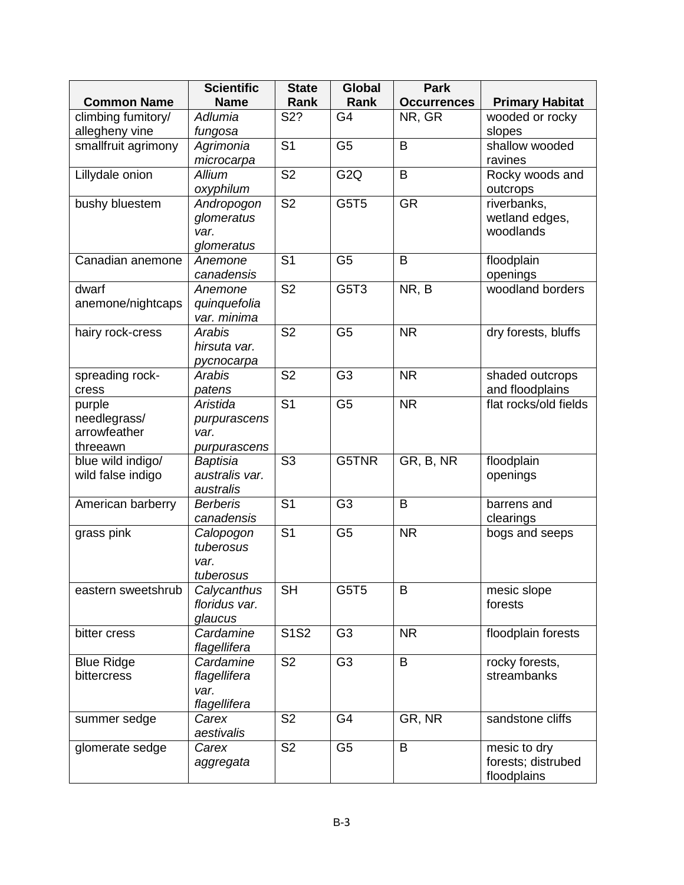| Common Name | Scientific Name | State Rank | Global Rank | Park Occurrences | Primary Habitat |
|---|---|---|---|---|---|
| climbing fumitory/ allegheny vine | *Adlumia fungosa* | S2? | G4 | NR, GR | wooded or rocky slopes |
| smallfruit agrimony | *Agrimonia microcarpa* | S1 | G5 | B | shallow wooded ravines |
| Lillydale onion | *Allium oxyphilum* | S2 | G2Q | B | Rocky woods and outcrops |
| bushy bluestem | *Andropogon glomeratus var. glomeratus* | S2 | G5T5 | GR | riverbanks, wetland edges, woodlands |
| Canadian anemone | *Anemone canadensis* | S1 | G5 | B | floodplain openings |
| dwarf anemone/nightcaps | *Anemone quinquefolia var. minima* | S2 | G5T3 | NR, B | woodland borders |
| hairy rock-cress | *Arabis hirsuta var. pycnocarpa* | S2 | G5 | NR | dry forests, bluffs |
| spreading rock-cress | *Arabis patens* | S2 | G3 | NR | shaded outcrops and floodplains |
| purple needlegrass/ arrowfeather threeawn | *Aristida purpurascens var. purpurascens* | S1 | G5 | NR | flat rocks/old fields |
| blue wild indigo/ wild false indigo | *Baptisia australis var. australis* | S3 | G5TNR | GR, B, NR | floodplain openings |
| American barberry | *Berberis canadensis* | S1 | G3 | B | barrens and clearings |
| grass pink | *Calopogon tuberosus var. tuberosus* | S1 | G5 | NR | bogs and seeps |
| eastern sweetshrub | *Calycanthus floridus var. glaucus* | SH | G5T5 | B | mesic slope forests |
| bitter cress | *Cardamine flagellifera* | S1S2 | G3 | NR | floodplain forests |
| Blue Ridge bittercress | *Cardamine flagellifera var. flagellifera* | S2 | G3 | B | rocky forests, streambanks |
| summer sedge | *Carex aestivalis* | S2 | G4 | GR, NR | sandstone cliffs |
| glomerate sedge | *Carex aggregata* | S2 | G5 | B | mesic to dry forests; distrubed floodplains |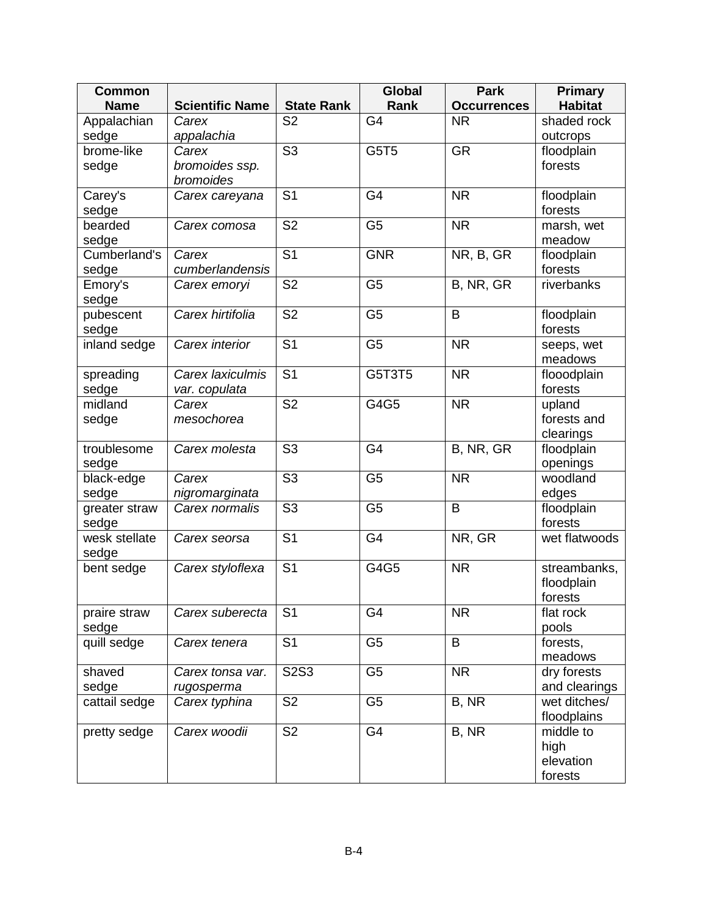| Common Name | Scientific Name | State Rank | Global Rank | Park Occurrences | Primary Habitat |
|---|---|---|---|---|---|
| Appalachian sedge | *Carex appalachia* | S2 | G4 | NR | shaded rock outcrops |
| brome-like sedge | *Carex bromoides ssp. bromoides* | S3 | G5T5 | GR | floodplain forests |
| Carey's sedge | *Carex careyana* | S1 | G4 | NR | floodplain forests |
| bearded sedge | *Carex comosa* | S2 | G5 | NR | marsh, wet meadow |
| Cumberland's sedge | *Carex cumberlandensis* | S1 | GNR | NR, B, GR | floodplain forests |
| Emory's sedge | *Carex emoryi* | S2 | G5 | B, NR, GR | riverbanks |
| pubescent sedge | *Carex hirtifolia* | S2 | G5 | B | floodplain forests |
| inland sedge | *Carex interior* | S1 | G5 | NR | seeps, wet meadows |
| spreading sedge | *Carex laxiculmis var. copulata* | S1 | G5T3T5 | NR | flooodplain forests |
| midland sedge | *Carex mesochorea* | S2 | G4G5 | NR | upland forests and clearings |
| troublesome sedge | *Carex molesta* | S3 | G4 | B, NR, GR | floodplain openings |
| black-edge sedge | *Carex nigromarginata* | S3 | G5 | NR | woodland edges |
| greater straw sedge | *Carex normalis* | S3 | G5 | B | floodplain forests |
| wesk stellate sedge | *Carex seorsa* | S1 | G4 | NR, GR | wet flatwoods |
| bent sedge | *Carex styloflexa* | S1 | G4G5 | NR | streambanks, floodplain forests |
| praire straw sedge | *Carex suberecta* | S1 | G4 | NR | flat rock pools |
| quill sedge | *Carex tenera* | S1 | G5 | B | forests, meadows |
| shaved sedge | *Carex tonsa var. rugosperma* | S2S3 | G5 | NR | dry forests and clearings |
| cattail sedge | *Carex typhina* | S2 | G5 | B, NR | wet ditches/ floodplains |
| pretty sedge | *Carex woodii* | S2 | G4 | B, NR | middle to high elevation forests |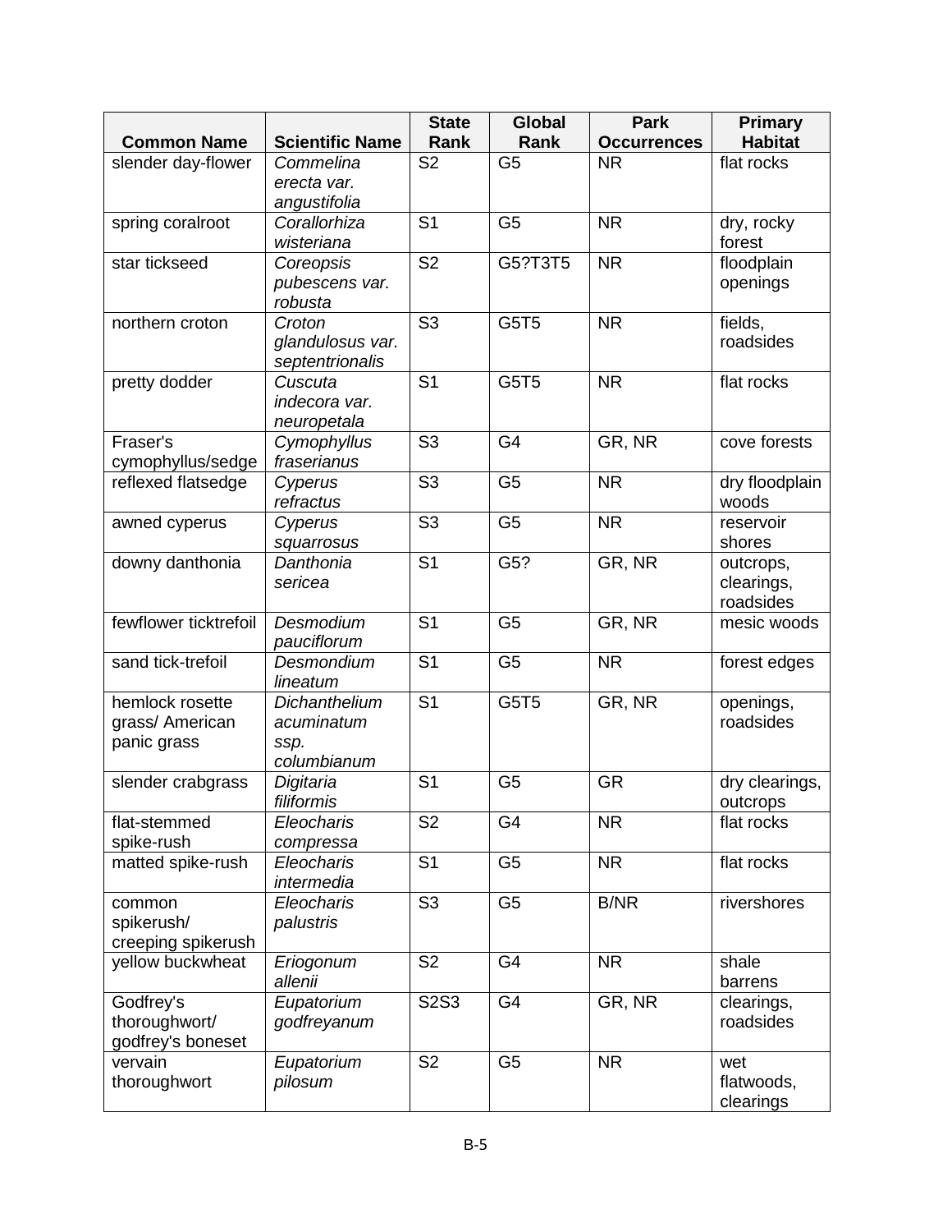| Common Name | Scientific Name | State Rank | Global Rank | Park Occurrences | Primary Habitat |
|---|---|---|---|---|---|
| slender day-flower | *Commelina erecta var. angustifolia* | S2 | G5 | NR | flat rocks |
| spring coralroot | *Corallorhiza wisteriana* | S1 | G5 | NR | dry, rocky forest |
| star tickseed | *Coreopsis pubescens var. robusta* | S2 | G5?T3T5 | NR | floodplain openings |
| northern croton | *Croton glandulosus var. septentrionalis* | S3 | G5T5 | NR | fields, roadsides |
| pretty dodder | *Cuscuta indecora var. neuropetala* | S1 | G5T5 | NR | flat rocks |
| Fraser's cymophyllus/sedge | *Cymophyllus fraserianus* | S3 | G4 | GR, NR | cove forests |
| reflexed flatsedge | *Cyperus refractus* | S3 | G5 | NR | dry floodplain woods |
| awned cyperus | *Cyperus squarrosus* | S3 | G5 | NR | reservoir shores |
| downy danthonia | *Danthonia sericea* | S1 | G5? | GR, NR | outcrops, clearings, roadsides |
| fewflower ticktrefoil | *Desmodium pauciflorum* | S1 | G5 | GR, NR | mesic woods |
| sand tick-trefoil | *Desmondium lineatum* | S1 | G5 | NR | forest edges |
| hemlock rosette grass/ American panic grass | *Dichanthelium acuminatum ssp. columbianum* | S1 | G5T5 | GR, NR | openings, roadsides |
| slender crabgrass | *Digitaria filiformis* | S1 | G5 | GR | dry clearings, outcrops |
| flat-stemmed spike-rush | *Eleocharis compressa* | S2 | G4 | NR | flat rocks |
| matted spike-rush | *Eleocharis intermedia* | S1 | G5 | NR | flat rocks |
| common spikerush/ creeping spikerush | *Eleocharis palustris* | S3 | G5 | B/NR | rivershores |
| yellow buckwheat | *Eriogonum allenii* | S2 | G4 | NR | shale barrens |
| Godfrey's thoroughwort/ godfrey's boneset | *Eupatorium godfreyanum* | S2S3 | G4 | GR, NR | clearings, roadsides |
| vervain thoroughwort | *Eupatorium pilosum* | S2 | G5 | NR | wet flatwoods, clearings |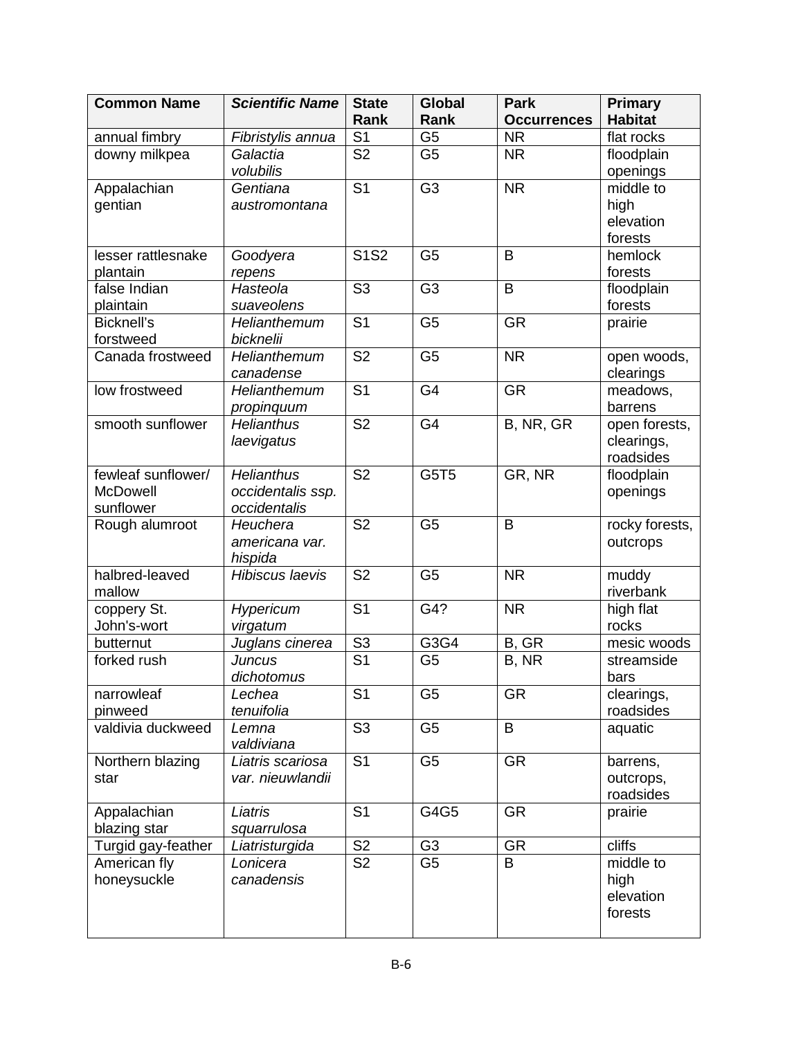| **Common Name** | ***Scientific Name*** | **State Rank** | **Global Rank** | **Park Occurrences** | **Primary Habitat** |
|---|---|---|---|---|---|
| annual fimbry | *Fibristylis annua* | S1 | G5 | NR | flat rocks |
| downy milkpea | *Galactia volubilis* | S2 | G5 | NR | floodplain openings |
| Appalachian gentian | *Gentiana austromontana* | S1 | G3 | NR | middle to high elevation forests |
| lesser rattlesnake plantain | *Goodyera repens* | S1S2 | G5 | B | hemlock forests |
| false Indian plaintain | *Hasteola suaveolens* | S3 | G3 | B | floodplain forests |
| Bicknell's forstweed | *Helianthemum bicknelii* | S1 | G5 | GR | prairie |
| Canada frostweed | *Helianthemum canadense* | S2 | G5 | NR | open woods, clearings |
| low frostweed | *Helianthemum propinquum* | S1 | G4 | GR | meadows, barrens |
| smooth sunflower | *Helianthus laevigatus* | S2 | G4 | B, NR, GR | open forests, clearings, roadsides |
| fewleaf sunflower/ McDowell sunflower | *Helianthus occidentalis ssp. occidentalis* | S2 | G5T5 | GR, NR | floodplain openings |
| Rough alumroot | *Heuchera americana var. hispida* | S2 | G5 | B | rocky forests, outcrops |
| halbred-leaved mallow | *Hibiscus laevis* | S2 | G5 | NR | muddy riverbank |
| coppery St. John's-wort | *Hypericum virgatum* | S1 | G4? | NR | high flat rocks |
| butternut | *Juglans cinerea* | S3 | G3G4 | B, GR | mesic woods |
| forked rush | *Juncus dichotomus* | S1 | G5 | B, NR | streamside bars |
| narrowleaf pinweed | *Lechea tenuifolia* | S1 | G5 | GR | clearings, roadsides |
| valdivia duckweed | *Lemna valdiviana* | S3 | G5 | B | aquatic |
| Northern blazing star | *Liatris scariosa var. nieuwlandii* | S1 | G5 | GR | barrens, outcrops, roadsides |
| Appalachian blazing star | *Liatris squarrulosa* | S1 | G4G5 | GR | prairie |
| Turgid gay-feather | *Liatristurgida* | S2 | G3 | GR | cliffs |
| American fly honeysuckle | *Lonicera canadensis* | S2 | G5 | B | middle to high elevation forests |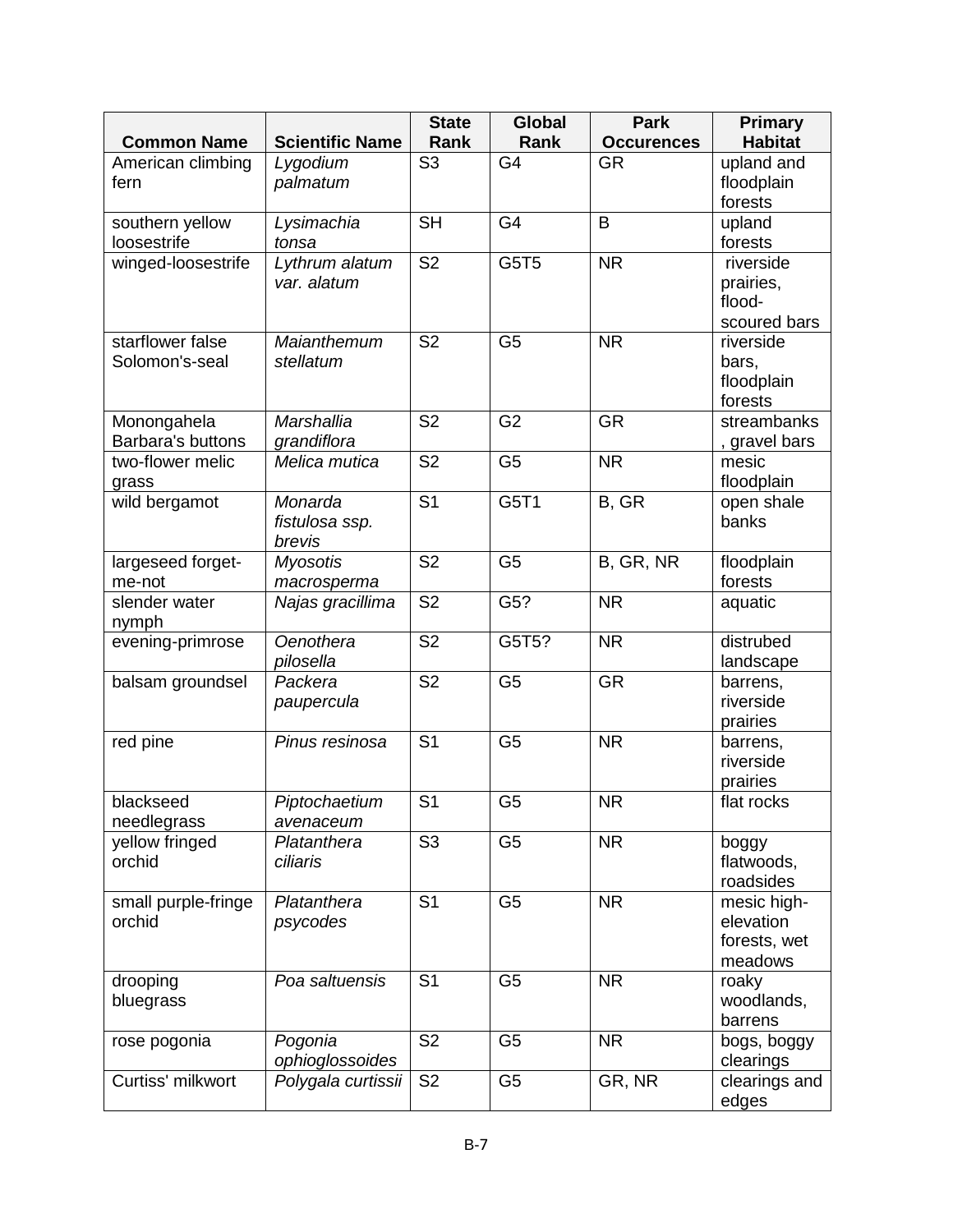| Common Name | Scientific Name | State Rank | Global Rank | Park Occurences | Primary Habitat |
|---|---|---|---|---|---|
| American climbing fern | *Lygodium palmatum* | S3 | G4 | GR | upland and floodplain forests |
| southern yellow loosestrife | *Lysimachia tonsa* | SH | G4 | B | upland forests |
| winged-loosestrife | *Lythrum alatum var. alatum* | S2 | G5T5 | NR | riverside prairies, flood-scoured bars |
| starflower false Solomon's-seal | *Maianthemum stellatum* | S2 | G5 | NR | riverside bars, floodplain forests |
| Monongahela Barbara's buttons | *Marshallia grandiflora* | S2 | G2 | GR | streambanks, gravel bars |
| two-flower melic grass | *Melica mutica* | S2 | G5 | NR | mesic floodplain |
| wild bergamot | *Monarda fistulosa ssp. brevis* | S1 | G5T1 | B, GR | open shale banks |
| largeseed forget-me-not | *Myosotis macrosperma* | S2 | G5 | B, GR, NR | floodplain forests |
| slender water nymph | *Najas gracillima* | S2 | G5? | NR | aquatic |
| evening-primrose | *Oenothera pilosella* | S2 | G5T5? | NR | distrubed landscape |
| balsam groundsel | *Packera paupercula* | S2 | G5 | GR | barrens, riverside prairies |
| red pine | *Pinus resinosa* | S1 | G5 | NR | barrens, riverside prairies |
| blackseed needlegrass | *Piptochaetium avenaceum* | S1 | G5 | NR | flat rocks |
| yellow fringed orchid | *Platanthera ciliaris* | S3 | G5 | NR | boggy flatwoods, roadsides |
| small purple-fringe orchid | *Platanthera psycodes* | S1 | G5 | NR | mesic high-elevation forests, wet meadows |
| drooping bluegrass | *Poa saltuensis* | S1 | G5 | NR | roaky woodlands, barrens |
| rose pogonia | *Pogonia ophioglossoides* | S2 | G5 | NR | bogs, boggy clearings |
| Curtiss' milkwort | *Polygala curtissii* | S2 | G5 | GR, NR | clearings and edges |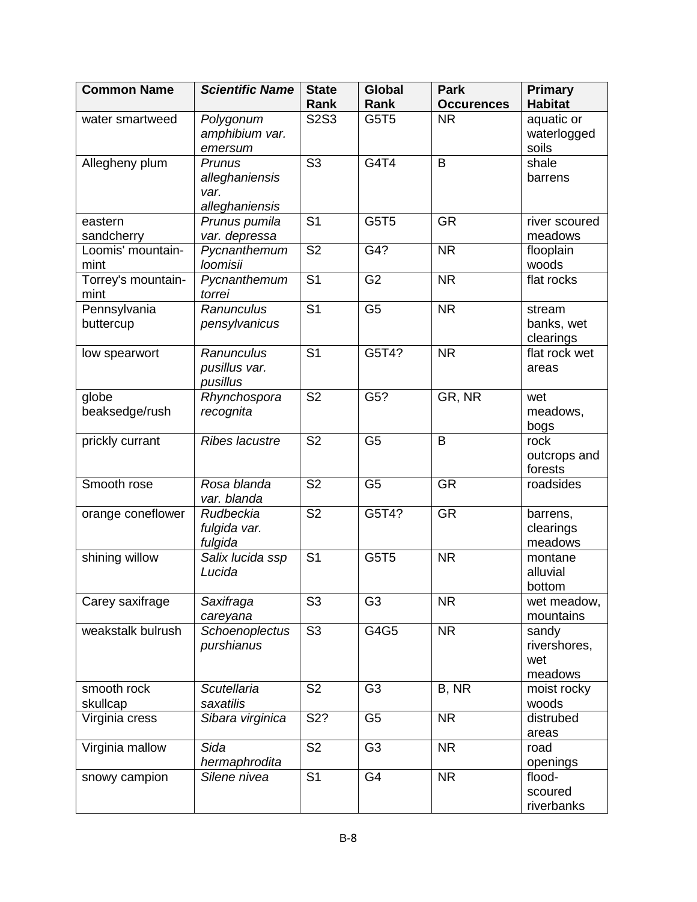| Common Name | *Scientific Name* | State Rank | Global Rank | Park Occurences | Primary Habitat |
| --- | --- | --- | --- | --- | --- |
| water smartweed | *Polygonum amphibium var. emersum* | S2S3 | G5T5 | NR | aquatic or waterlogged soils |
| Allegheny plum | *Prunus alleghaniensis var. alleghaniensis* | S3 | G4T4 | B | shale barrens |
| eastern sandcherry | *Prunus pumila var. depressa* | S1 | G5T5 | GR | river scoured meadows |
| Loomis' mountain-mint | *Pycnanthemum loomisii* | S2 | G4? | NR | flooplain woods |
| Torrey's mountain-mint | *Pycnanthemum torrei* | S1 | G2 | NR | flat rocks |
| Pennsylvania buttercup | *Ranunculus pensylvanicus* | S1 | G5 | NR | stream banks, wet clearings |
| low spearwort | *Ranunculus pusillus var. pusillus* | S1 | G5T4? | NR | flat rock wet areas |
| globe beaksedge/rush | *Rhynchospora recognita* | S2 | G5? | GR, NR | wet meadows, bogs |
| prickly currant | *Ribes lacustre* | S2 | G5 | B | rock outcrops and forests |
| Smooth rose | *Rosa blanda var. blanda* | S2 | G5 | GR | roadsides |
| orange coneflower | *Rudbeckia fulgida var. fulgida* | S2 | G5T4? | GR | barrens, clearings meadows |
| shining willow | *Salix lucida ssp Lucida* | S1 | G5T5 | NR | montane alluvial bottom |
| Carey saxifrage | *Saxifraga careyana* | S3 | G3 | NR | wet meadow, mountains |
| weakstalk bulrush | *Schoenoplectus purshianus* | S3 | G4G5 | NR | sandy rivershores, wet meadows |
| smooth rock skullcap | *Scutellaria saxatilis* | S2 | G3 | B, NR | moist rocky woods |
| Virginia cress | *Sibara virginica* | S2? | G5 | NR | distrubed areas |
| Virginia mallow | *Sida hermaphrodita* | S2 | G3 | NR | road openings |
| snowy campion | *Silene nivea* | S1 | G4 | NR | flood-scoured riverbanks |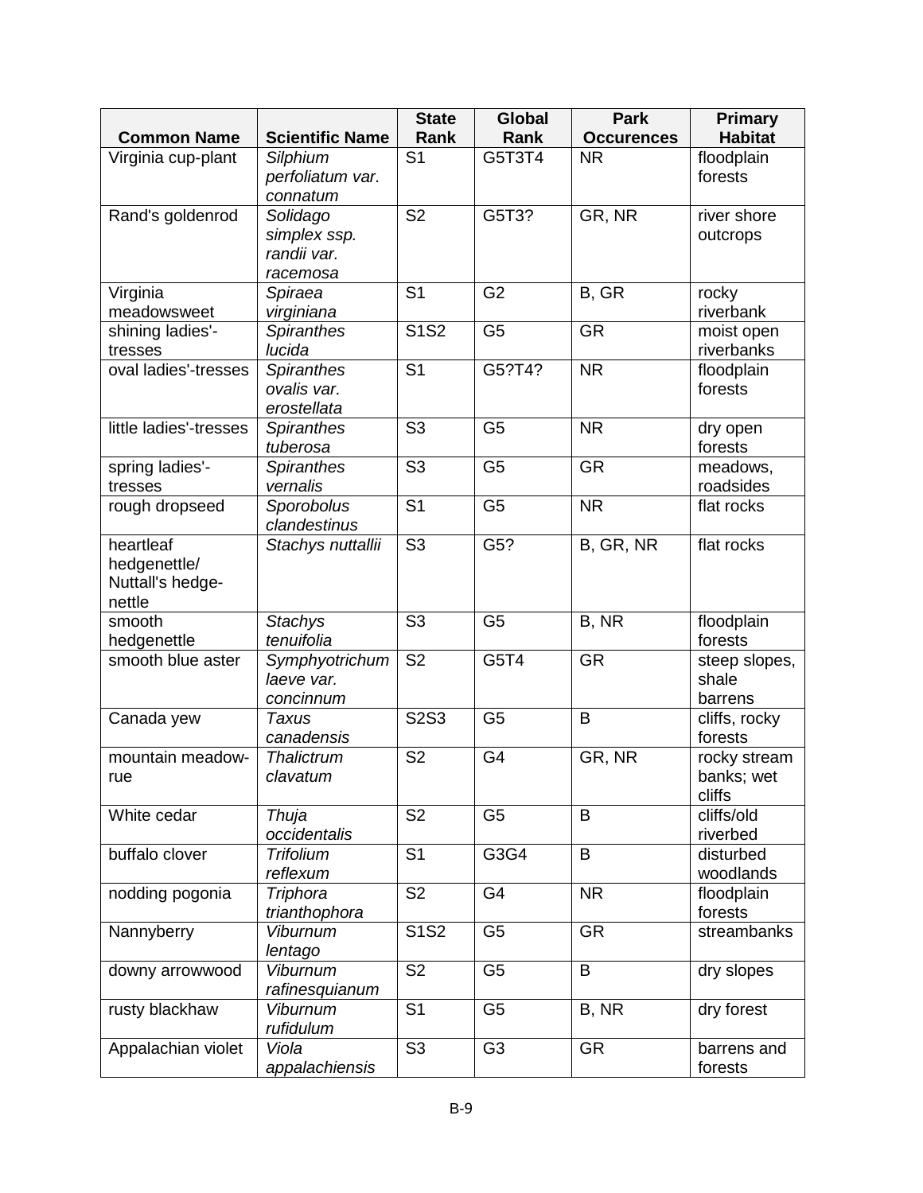| Common Name | Scientific Name | State Rank | Global Rank | Park Occurences | Primary Habitat |
|---|---|---|---|---|---|
| Virginia cup-plant | *Silphium perfoliatum var. connatum* | S1 | G5T3T4 | NR | floodplain forests |
| Rand's goldenrod | *Solidago simplex ssp. randii var. racemosa* | S2 | G5T3? | GR, NR | river shore outcrops |
| Virginia meadowsweet | *Spiraea virginiana* | S1 | G2 | B, GR | rocky riverbank |
| shining ladies'-tresses | *Spiranthes lucida* | S1S2 | G5 | GR | moist open riverbanks |
| oval ladies'-tresses | *Spiranthes ovalis var. erostellata* | S1 | G5?T4? | NR | floodplain forests |
| little ladies'-tresses | *Spiranthes tuberosa* | S3 | G5 | NR | dry open forests |
| spring ladies'-tresses | *Spiranthes vernalis* | S3 | G5 | GR | meadows, roadsides |
| rough dropseed | *Sporobolus clandestinus* | S1 | G5 | NR | flat rocks |
| heartleaf hedgenettle/ Nuttall's hedge-nettle | *Stachys nuttallii* | S3 | G5? | B, GR, NR | flat rocks |
| smooth hedgenettle | *Stachys tenuifolia* | S3 | G5 | B, NR | floodplain forests |
| smooth blue aster | *Symphyotrichum laeve var. concinnum* | S2 | G5T4 | GR | steep slopes, shale barrens |
| Canada yew | *Taxus canadensis* | S2S3 | G5 | B | cliffs, rocky forests |
| mountain meadow-rue | *Thalictrum clavatum* | S2 | G4 | GR, NR | rocky stream banks; wet cliffs |
| White cedar | *Thuja occidentalis* | S2 | G5 | B | cliffs/old riverbed |
| buffalo clover | *Trifolium reflexum* | S1 | G3G4 | B | disturbed woodlands |
| nodding pogonia | *Triphora trianthophora* | S2 | G4 | NR | floodplain forests |
| Nannyberry | *Viburnum lentago* | S1S2 | G5 | GR | streambanks |
| downy arrowwood | *Viburnum rafinesquianum* | S2 | G5 | B | dry slopes |
| rusty blackhaw | *Viburnum rufidulum* | S1 | G5 | B, NR | dry forest |
| Appalachian violet | *Viola appalachiensis* | S3 | G3 | GR | barrens and forests |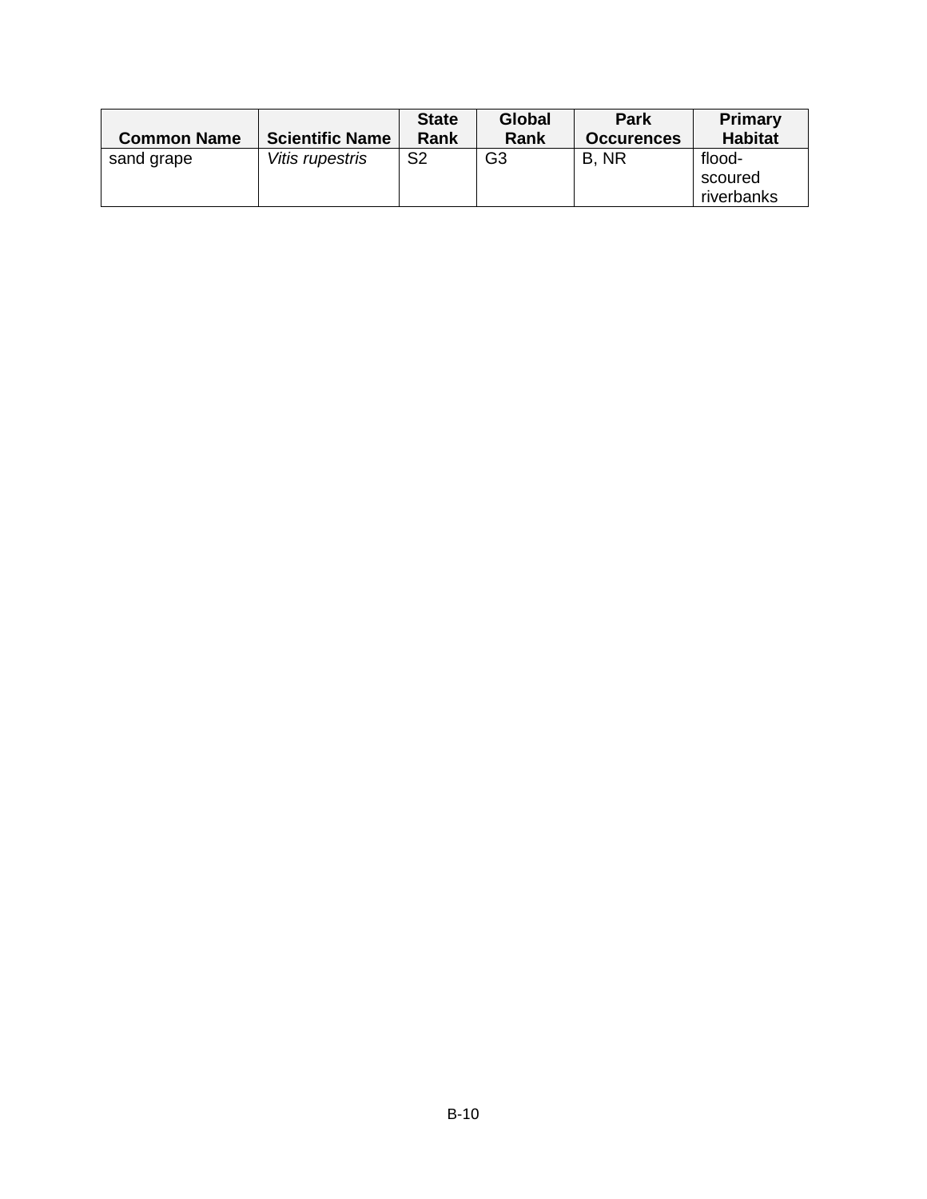| Common Name | Scientific Name | State Rank | Global Rank | Park Occurences | Primary Habitat |
|---|---|---|---|---|---|
| sand grape | *Vitis rupestris* | S2 | G3 | B, NR | flood-scoured riverbanks |